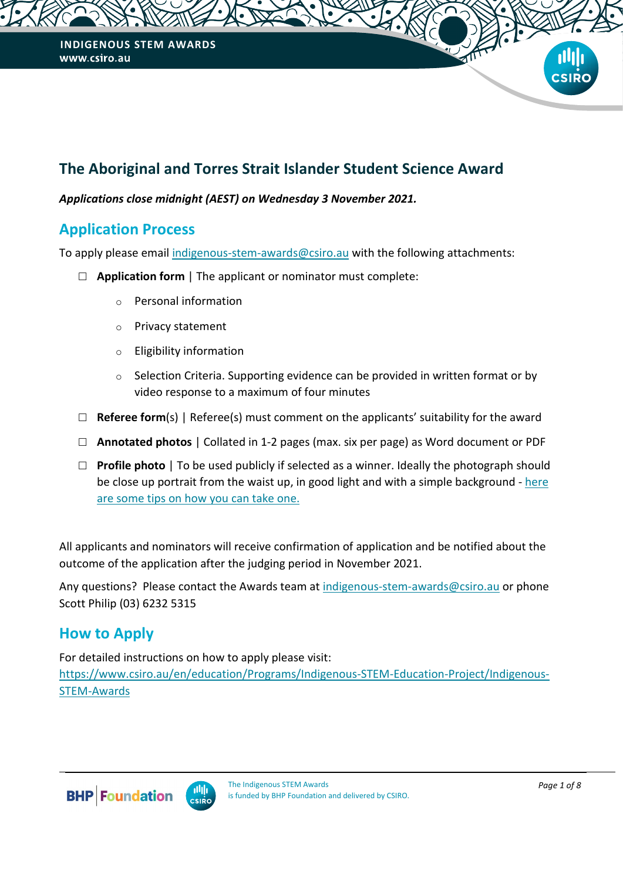# The Aboriginal and Torres Strait Islander Student Science Award

***Applications close midnight (AEST) on Wednesday 3 November 2021.***

## Application Process

To apply please email indigenous-stem-awards@csiro.au with the following attachments:

- ☐ **Application form** | The applicant or nominator must complete:
  - Personal information
  - Privacy statement
  - Eligibility information
  - Selection Criteria. Supporting evidence can be provided in written format or by video response to a maximum of four minutes
- ☐ **Referee form**(s) | Referee(s) must comment on the applicants' suitability for the award
- ☐ **Annotated photos** | Collated in 1-2 pages (max. six per page) as Word document or PDF
- ☐ **Profile photo** | To be used publicly if selected as a winner. Ideally the photograph should be close up portrait from the waist up, in good light and with a simple background - here are some tips on how you can take one.

All applicants and nominators will receive confirmation of application and be notified about the outcome of the application after the judging period in November 2021.

Any questions? Please contact the Awards team at indigenous-stem-awards@csiro.au or phone Scott Philip (03) 6232 5315

## How to Apply

For detailed instructions on how to apply please visit:
https://www.csiro.au/en/education/Programs/Indigenous-STEM-Education-Project/Indigenous-STEM-Awards

The Indigenous STEM Awards is funded by BHP Foundation and delivered by CSIRO.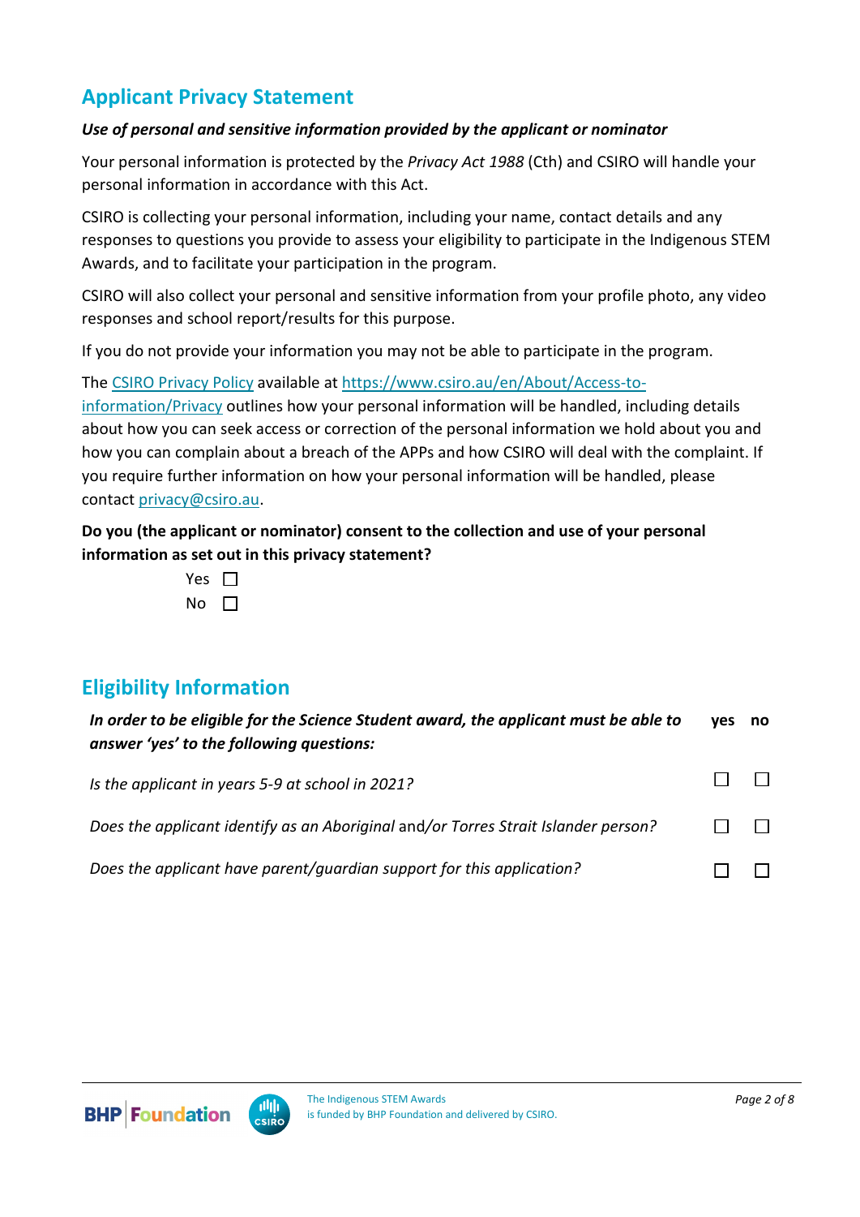## Applicant Privacy Statement

***Use of personal and sensitive information provided by the applicant or nominator***

Your personal information is protected by the *Privacy Act 1988* (Cth) and CSIRO will handle your personal information in accordance with this Act.

CSIRO is collecting your personal information, including your name, contact details and any responses to questions you provide to assess your eligibility to participate in the Indigenous STEM Awards, and to facilitate your participation in the program.

CSIRO will also collect your personal and sensitive information from your profile photo, any video responses and school report/results for this purpose.

If you do not provide your information you may not be able to participate in the program.

The CSIRO Privacy Policy available at https://www.csiro.au/en/About/Access-to-information/Privacy outlines how your personal information will be handled, including details about how you can seek access or correction of the personal information we hold about you and how you can complain about a breach of the APPs and how CSIRO will deal with the complaint. If you require further information on how your personal information will be handled, please contact privacy@csiro.au.

**Do you (the applicant or nominator) consent to the collection and use of your personal information as set out in this privacy statement?**

Yes ☐

No ☐

## Eligibility Information

| ***In order to be eligible for the Science Student award, the applicant must be able to answer 'yes' to the following questions:*** | **yes** | **no** |
|---|---|---|
| *Is the applicant in years 5-9 at school in 2021?* | ☐ | ☐ |
| *Does the applicant identify as an Aboriginal* and*/or Torres Strait Islander person?* | ☐ | ☐ |
| *Does the applicant have parent/guardian support for this application?* | ☐ | ☐ |

The Indigenous STEM Awards is funded by BHP Foundation and delivered by CSIRO.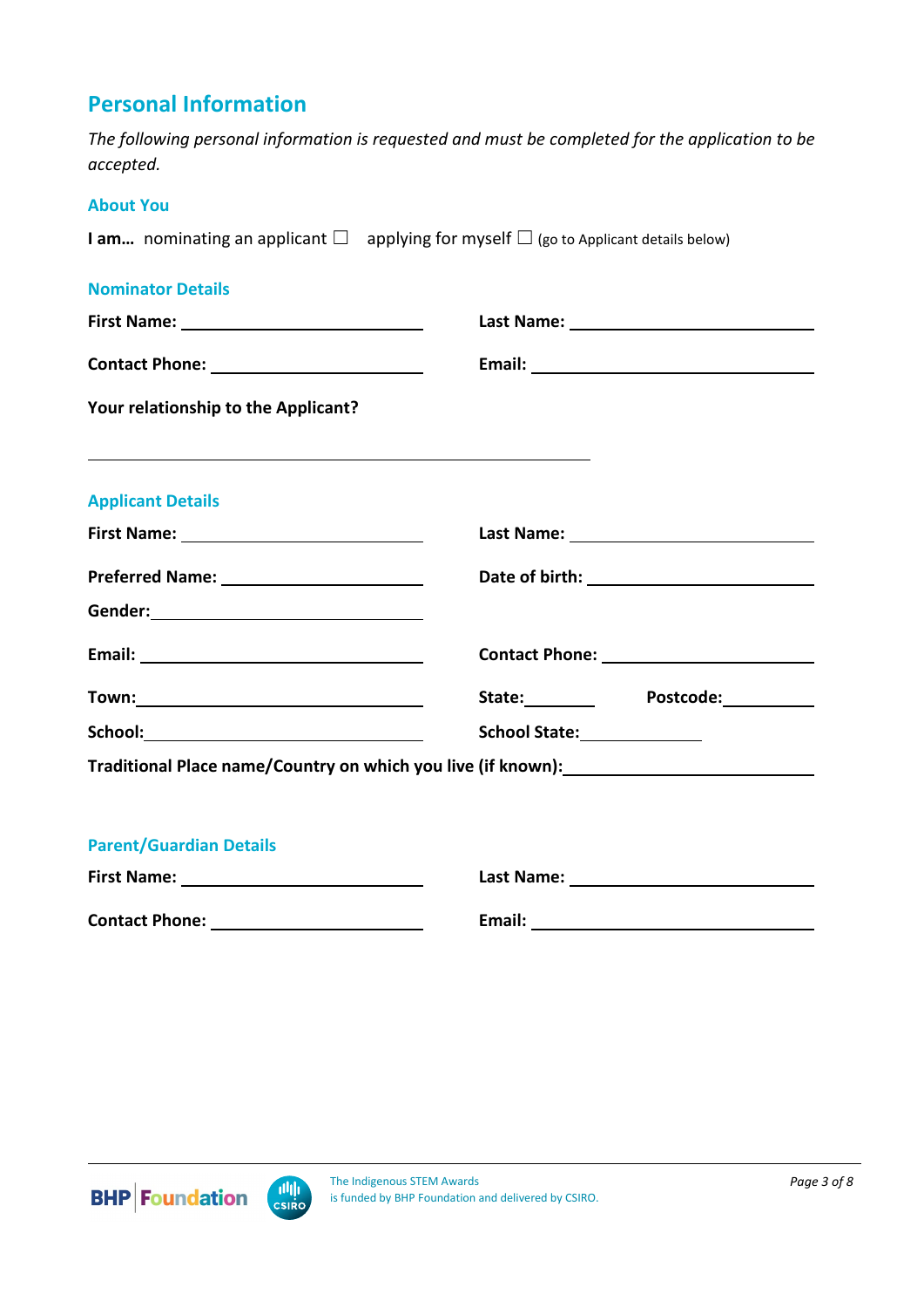## Personal Information

*The following personal information is requested and must be completed for the application to be accepted.*

### About You

**I am…** nominating an applicant ☐ applying for myself ☐ (go to Applicant details below)

### Nominator Details

**First Name:** ______________________ **Last Name:** ______________________

**Contact Phone:** ______________________ **Email:** ______________________

**Your relationship to the Applicant?**

______________________________________________

### Applicant Details

**First Name:** ______________________ **Last Name:** ______________________

**Preferred Name:** ______________________ **Date of birth:** ______________________

**Gender:** ______________________

**Email:** ______________________ **Contact Phone:** ______________________

**Town:** ______________________ **State:** __________ **Postcode:** __________

**School:** ______________________ **School State:** __________

**Traditional Place name/Country on which you live (if known):** ______________________

### Parent/Guardian Details

**First Name:** ______________________ **Last Name:** ______________________

**Contact Phone:** ______________________ **Email:** ______________________

The Indigenous STEM Awards is funded by BHP Foundation and delivered by CSIRO.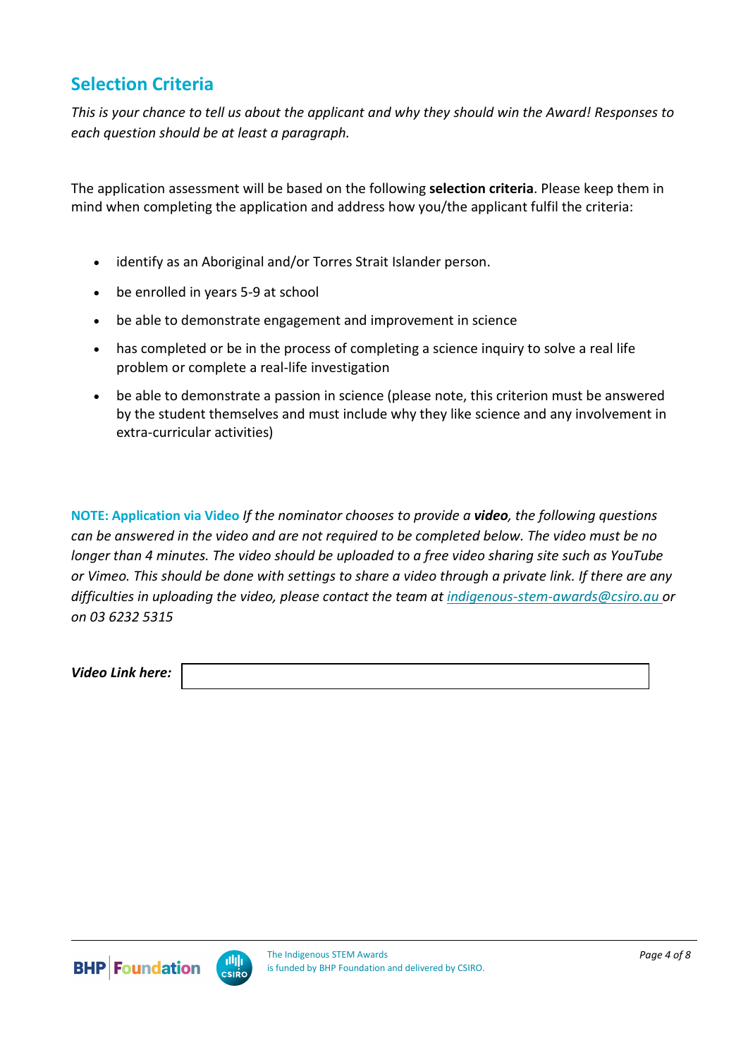## Selection Criteria

*This is your chance to tell us about the applicant and why they should win the Award! Responses to each question should be at least a paragraph.*

The application assessment will be based on the following **selection criteria**. Please keep them in mind when completing the application and address how you/the applicant fulfil the criteria:

- identify as an Aboriginal and/or Torres Strait Islander person.
- be enrolled in years 5-9 at school
- be able to demonstrate engagement and improvement in science
- has completed or be in the process of completing a science inquiry to solve a real life problem or complete a real-life investigation
- be able to demonstrate a passion in science (please note, this criterion must be answered by the student themselves and must include why they like science and any involvement in extra-curricular activities)

**NOTE: Application via Video** *If the nominator chooses to provide a **video**, the following questions can be answered in the video and are not required to be completed below. The video must be no longer than 4 minutes. The video should be uploaded to a free video sharing site such as YouTube or Vimeo. This should be done with settings to share a video through a private link. If there are any difficulties in uploading the video, please contact the team at [indigenous-stem-awards@csiro.au](mailto:indigenous-stem-awards@csiro.au) or on 03 6232 5315*

***Video Link here:***

The Indigenous STEM Awards is funded by BHP Foundation and delivered by CSIRO.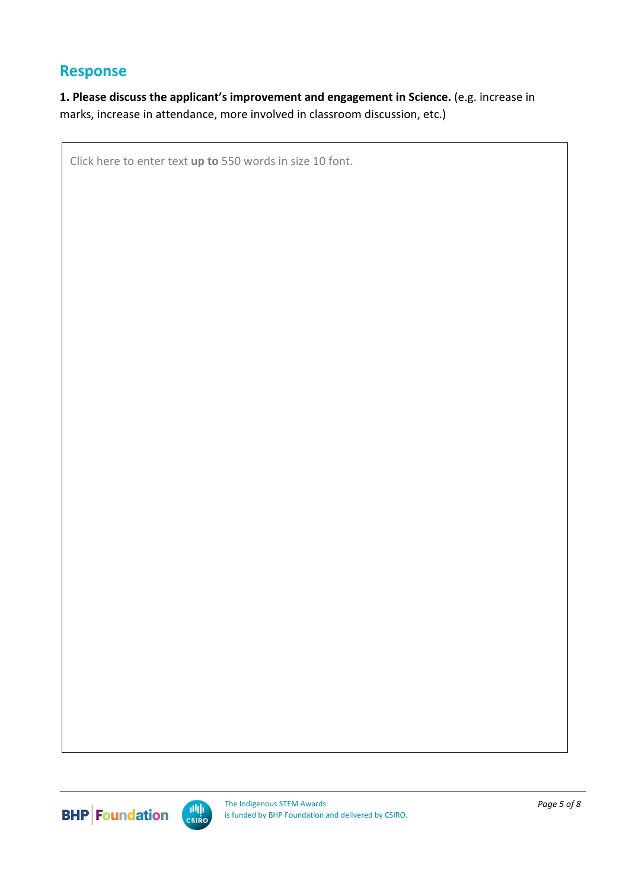## Response

**1. Please discuss the applicant's improvement and engagement in Science.** (e.g. increase in marks, increase in attendance, more involved in classroom discussion, etc.)

| Click here to enter text **up to** 550 words in size 10 font. |
| --- |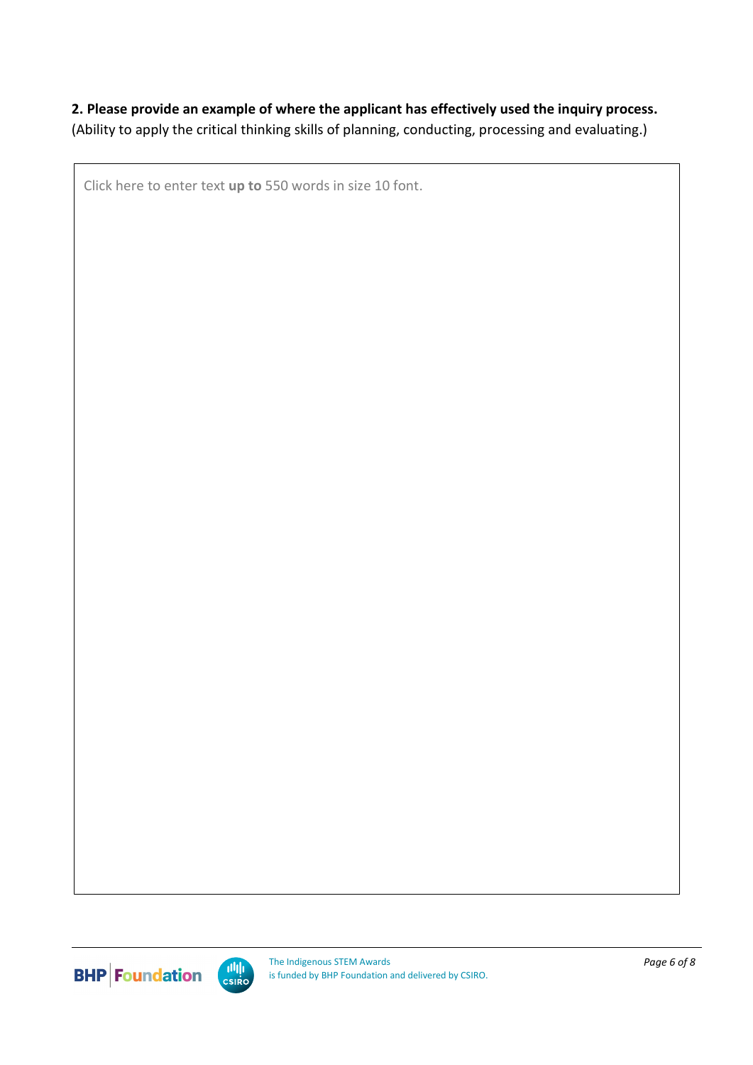**2. Please provide an example of where the applicant has effectively used the inquiry process.**
(Ability to apply the critical thinking skills of planning, conducting, processing and evaluating.)

| Click here to enter text **up to** 550 words in size 10 font. |
| --- |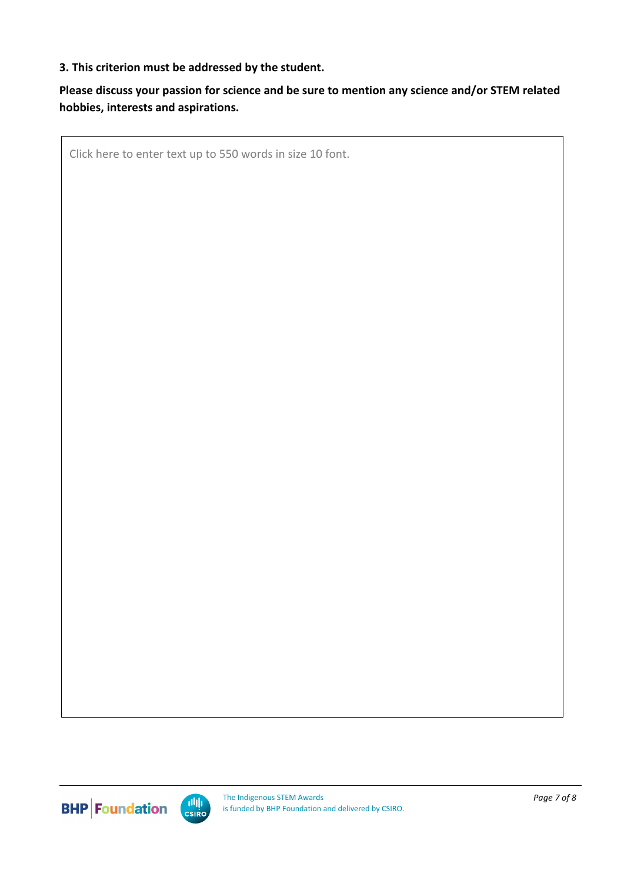**3. This criterion must be addressed by the student.**

**Please discuss your passion for science and be sure to mention any science and/or STEM related hobbies, interests and aspirations.**

| Click here to enter text up to 550 words in size 10 font. |
| --- |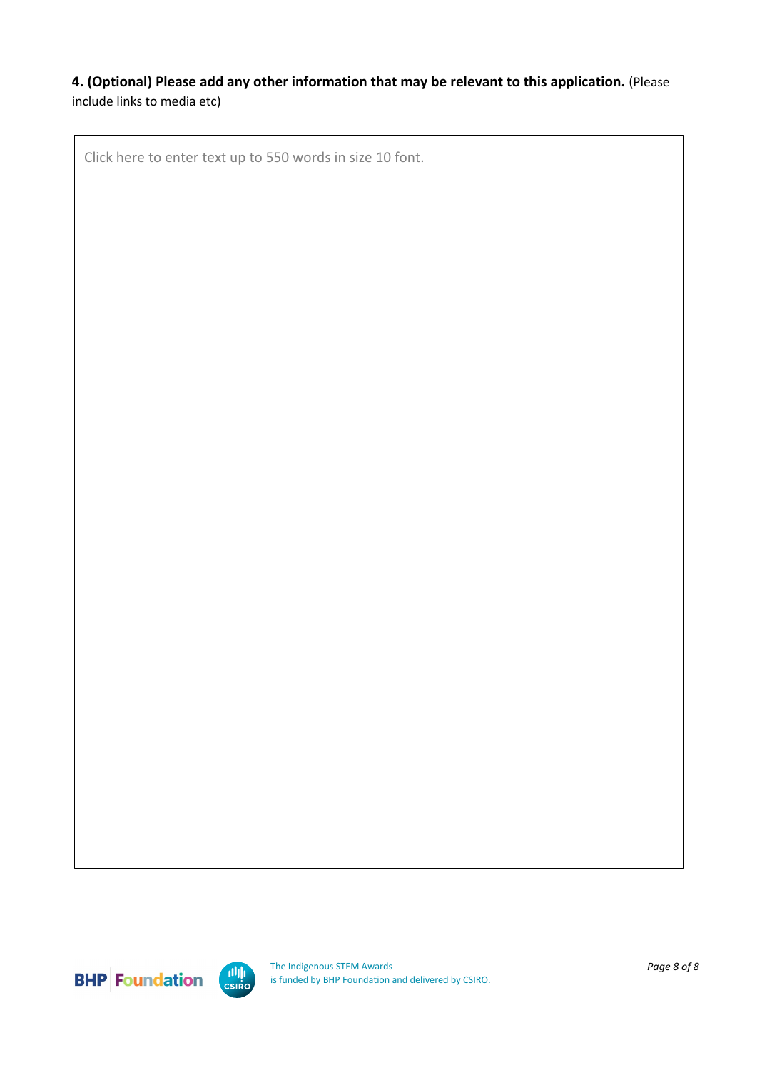**4. (Optional) Please add any other information that may be relevant to this application.** (Please include links to media etc)

| |
|---|
| Click here to enter text up to 550 words in size 10 font. |

The Indigenous STEM Awards is funded by BHP Foundation and delivered by CSIRO.